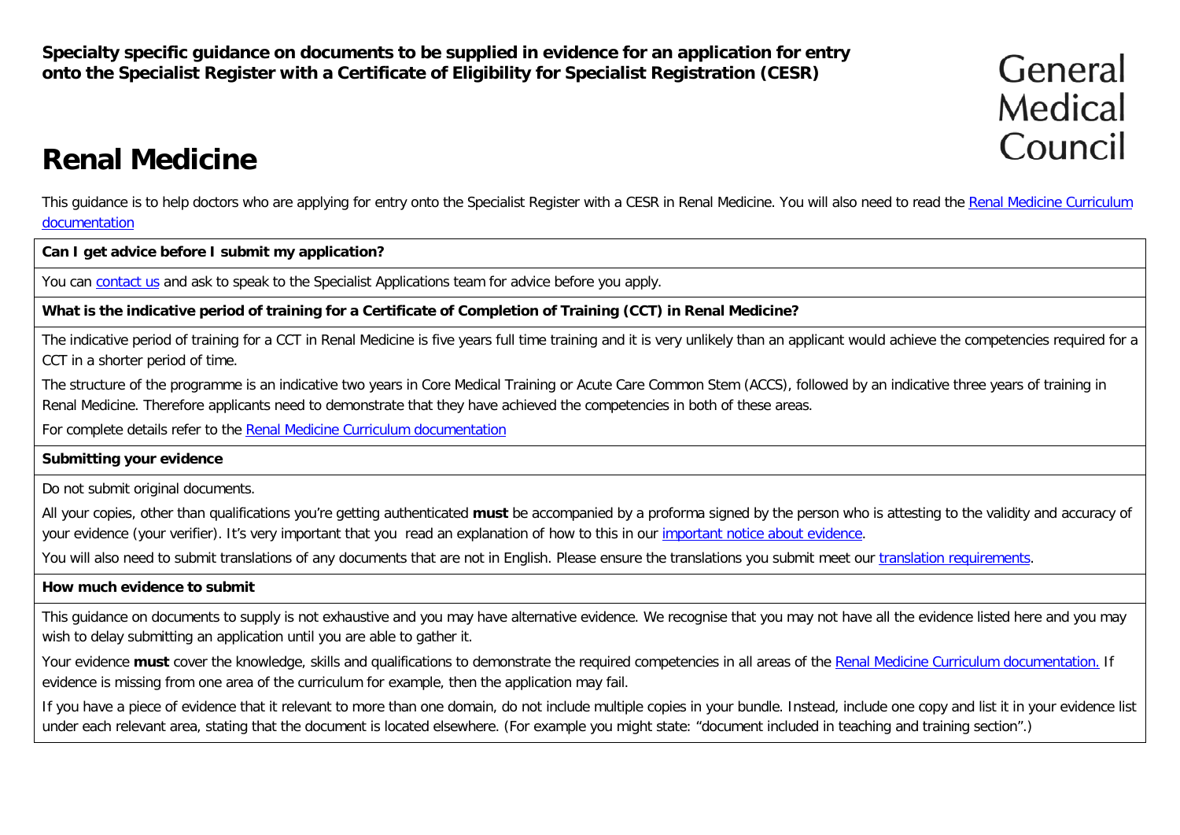**Specialty specific guidance on documents to be supplied in evidence for an application for entry onto the Specialist Register with a Certificate of Eligibility for Specialist Registration (CESR)**

General Medical Council

# Renal Medicine

This guidance is to help doctors who are applying for entry onto the Specialist Register with a CESR in Renal Medicine. You will also need to read the Renal Medicine Curriculum documentation

**Can I get advice before I submit my application?**

You can contact us and ask to speak to the Specialist Applications team for advice before you apply.

**What is the indicative period of training for a Certificate of Completion of Training (CCT) in Renal Medicine?**

The indicative period of training for a CCT in Renal Medicine is five years full time training and it is very unlikely than an applicant would achieve the competencies required for a CCT in a shorter period of time.

The structure of the programme is an indicative two years in Core Medical Training or Acute Care Common Stem (ACCS), followed by an indicative three years of training in Renal Medicine. Therefore applicants need to demonstrate that they have achieved the competencies in both of these areas.

For complete details refer to the Renal Medicine Curriculum documentation

**Submitting your evidence**

Do not submit original documents.

All your copies, other than qualifications you're getting authenticated **must** be accompanied by a proforma signed by the person who is attesting to the validity and accuracy of your evidence (your verifier). It's very important that you read an explanation of how to this in our important notice about evidence.

You will also need to submit translations of any documents that are not in English. Please ensure the translations you submit meet our translation requirements.

**How much evidence to submit**

This guidance on documents to supply is not exhaustive and you may have alternative evidence. We recognise that you may not have all the evidence listed here and you may wish to delay submitting an application until you are able to gather it.

Your evidence **must** cover the knowledge, skills and qualifications to demonstrate the required competencies in all areas of the Renal Medicine Curriculum documentation. If evidence is missing from one area of the curriculum for example, then the application may fail.

If you have a piece of evidence that it relevant to more than one domain, do not include multiple copies in your bundle. Instead, include one copy and list it in your evidence list under each relevant area, stating that the document is located elsewhere. (For example you might state: "document included in teaching and training section".)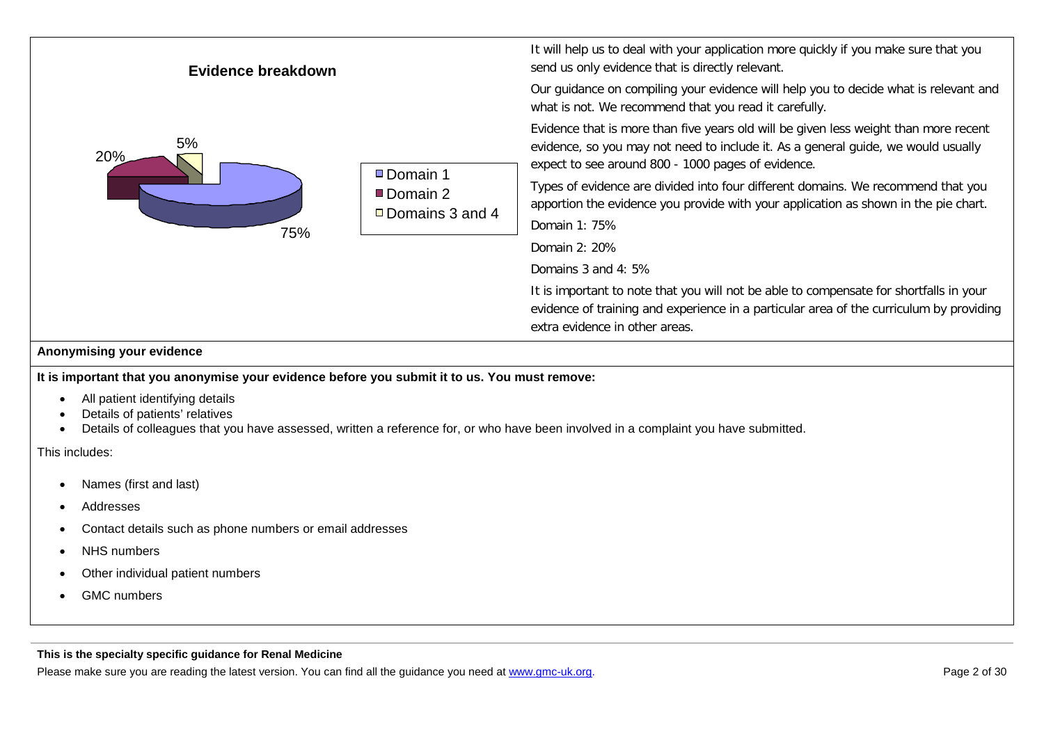**Evidence breakdown**

20%
5%
75%

Domain 1
Domain 2
Domains 3 and 4

It will help us to deal with your application more quickly if you make sure that you send us only evidence that is directly relevant.

Our guidance on compiling your evidence will help you to decide what is relevant and what is not. We recommend that you read it carefully.

Evidence that is more than five years old will be given less weight than more recent evidence, so you may not need to include it. As a general guide, we would usually expect to see around 800 - 1000 pages of evidence.

Types of evidence are divided into four different domains. We recommend that you apportion the evidence you provide with your application as shown in the pie chart.

Domain 1: 75%

Domain 2: 20%

Domains 3 and 4: 5%

It is important to note that you will not be able to compensate for shortfalls in your evidence of training and experience in a particular area of the curriculum by providing extra evidence in other areas.

**Anonymising your evidence**

**It is important that you anonymise your evidence before you submit it to us. You must remove:**

- All patient identifying details
- Details of patients' relatives
- Details of colleagues that you have assessed, written a reference for, or who have been involved in a complaint you have submitted.

This includes:

- Names (first and last)
- Addresses
- Contact details such as phone numbers or email addresses
- NHS numbers
- Other individual patient numbers
- GMC numbers

**This is the specialty specific guidance for Renal Medicine**

Please make sure you are reading the latest version. You can find all the guidance you need at www.gmc-uk.org.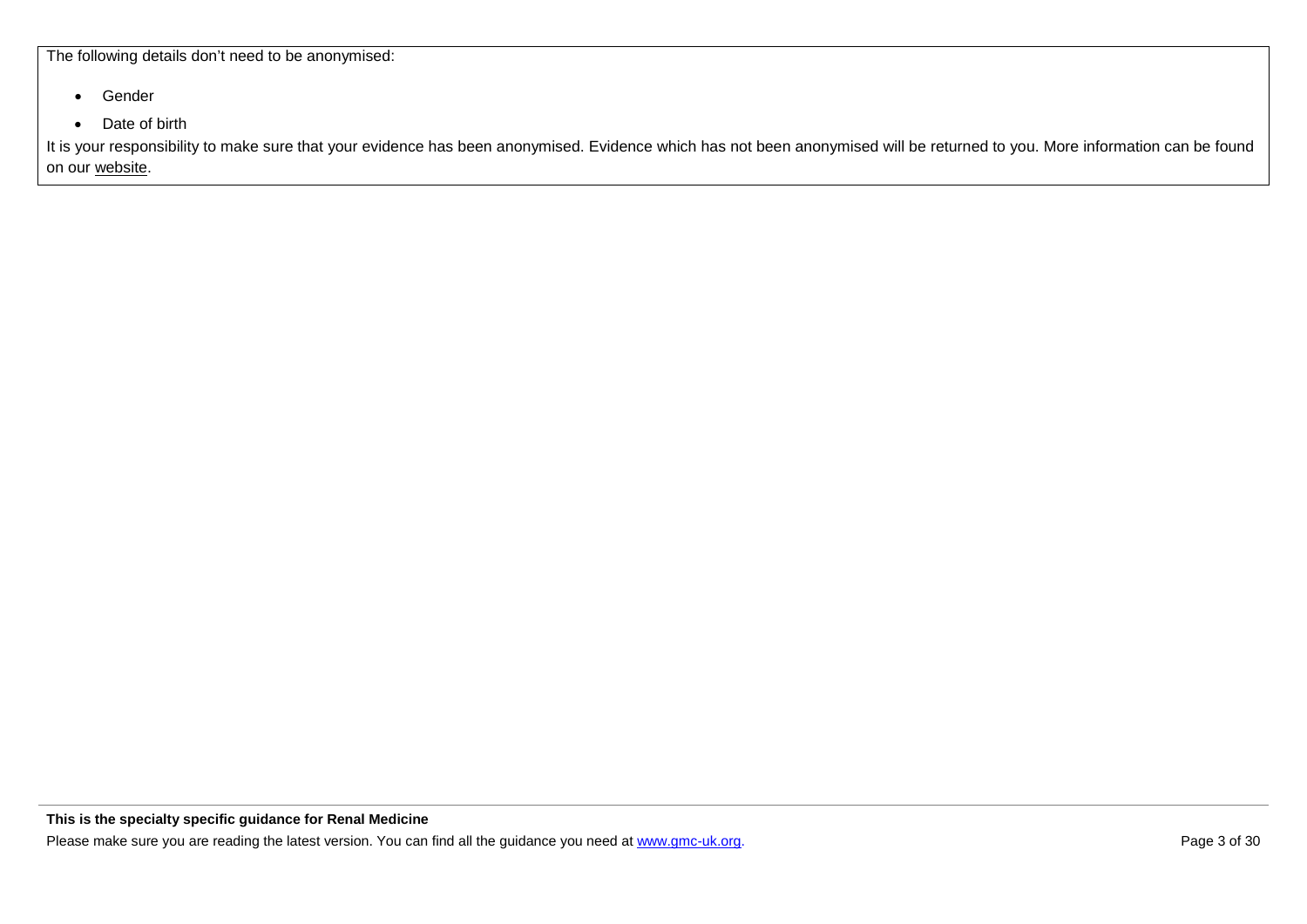The following details don't need to be anonymised:

- Gender
- Date of birth

It is your responsibility to make sure that your evidence has been anonymised. Evidence which has not been anonymised will be returned to you. More information can be found on our website.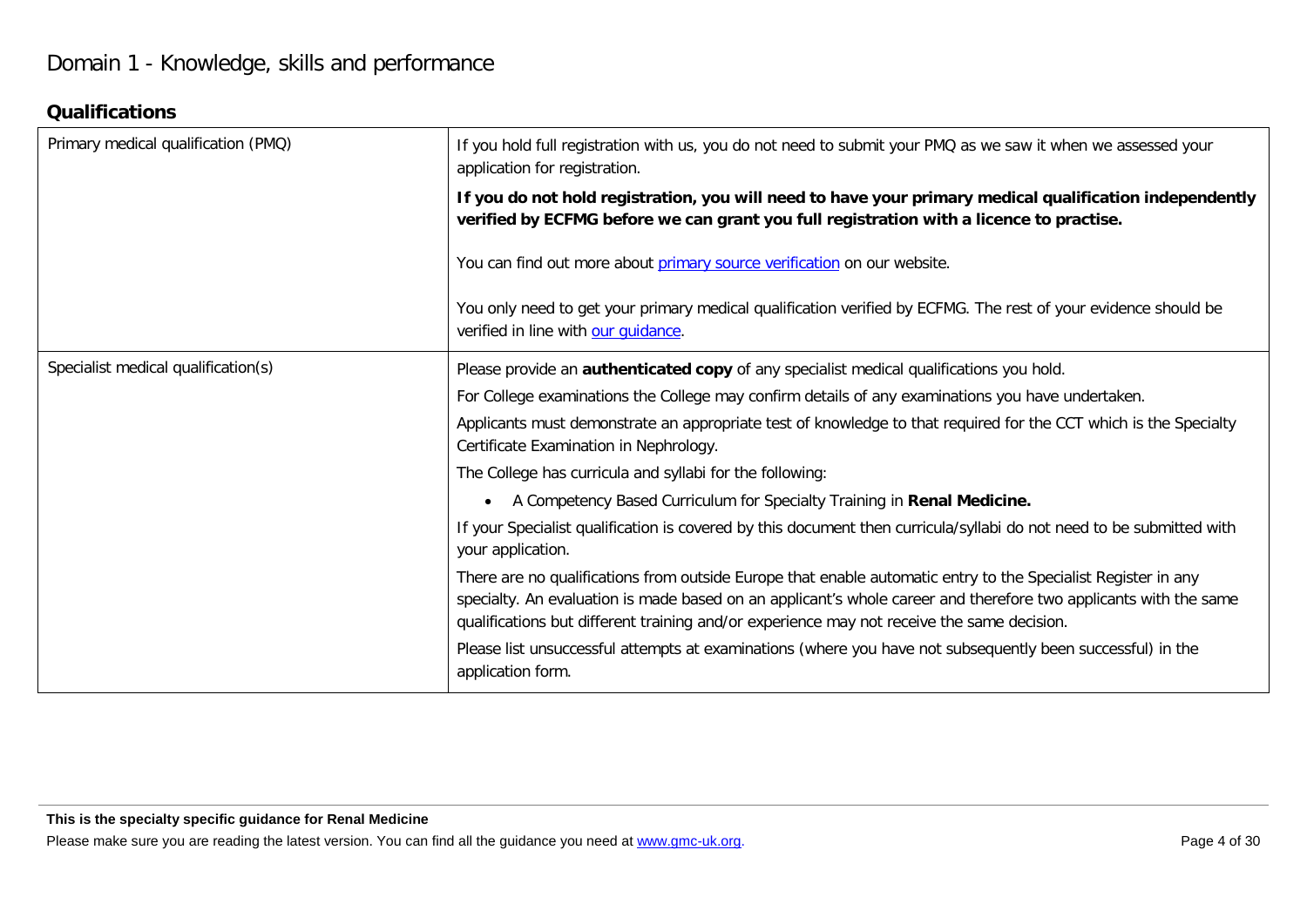# Domain 1 - Knowledge, skills and performance

## Qualifications

| | |
|---|---|
| Primary medical qualification (PMQ) | If you hold full registration with us, you do not need to submit your PMQ as we saw it when we assessed your application for registration.<br><br>**If you do not hold registration, you will need to have your primary medical qualification independently verified by ECFMG before we can grant you full registration with a licence to practise.**<br><br>You can find out more about [primary source verification](#) on our website.<br><br>You only need to get your primary medical qualification verified by ECFMG. The rest of your evidence should be verified in line with [our guidance](#). |
| Specialist medical qualification(s) | Please provide an **authenticated copy** of any specialist medical qualifications you hold.<br><br>For College examinations the College may confirm details of any examinations you have undertaken.<br><br>Applicants must demonstrate an appropriate test of knowledge to that required for the CCT which is the Specialty Certificate Examination in Nephrology.<br><br>The College has curricula and syllabi for the following:<br><br>• A Competency Based Curriculum for Specialty Training in **Renal Medicine.**<br><br>If your Specialist qualification is covered by this document then curricula/syllabi do not need to be submitted with your application.<br><br>There are no qualifications from outside Europe that enable automatic entry to the Specialist Register in any specialty. An evaluation is made based on an applicant's whole career and therefore two applicants with the same qualifications but different training and/or experience may not receive the same decision.<br><br>Please list unsuccessful attempts at examinations (where you have not subsequently been successful) in the application form. |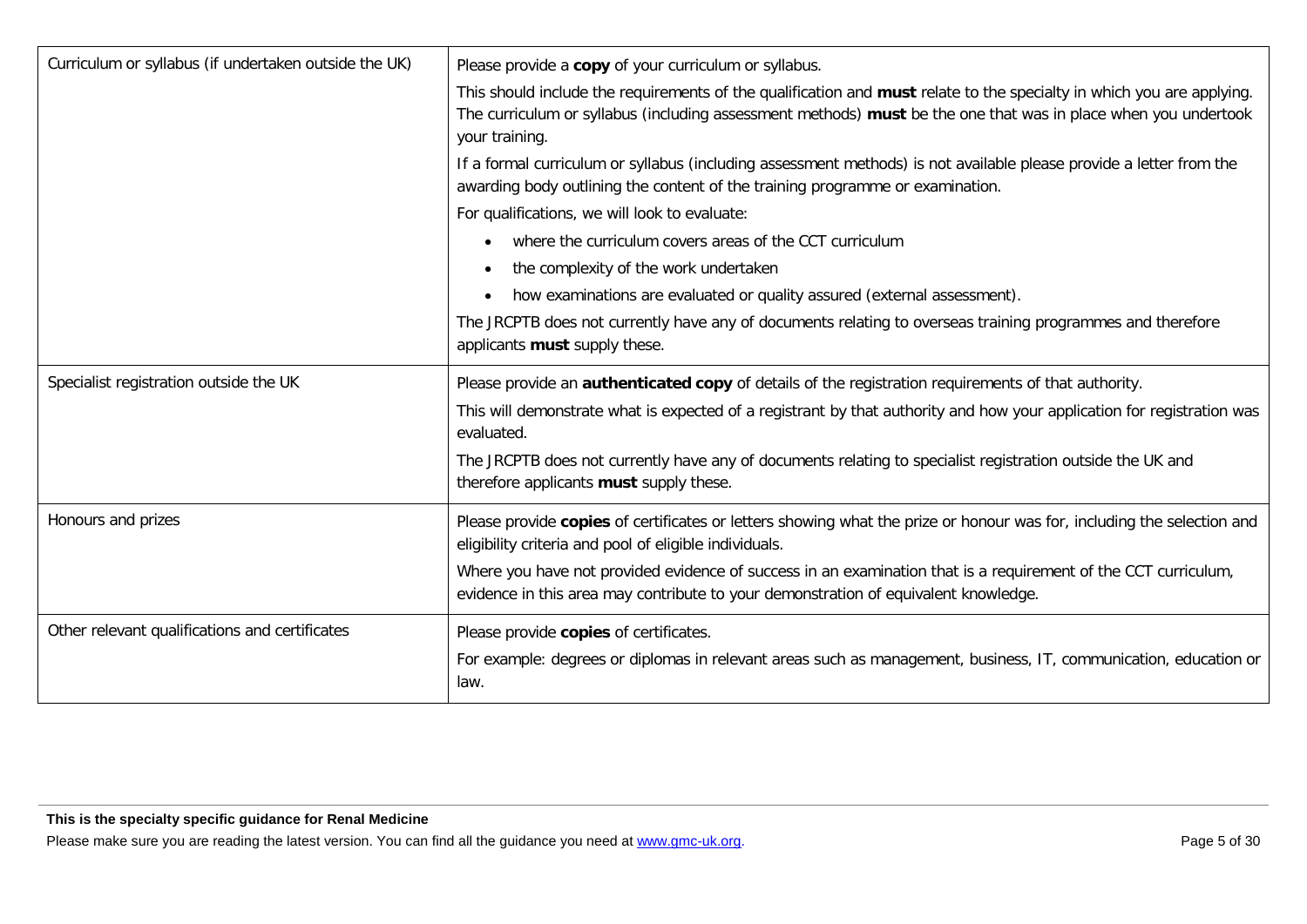| | |
|---|---|
| Curriculum or syllabus (if undertaken outside the UK) | Please provide a **copy** of your curriculum or syllabus.<br><br>This should include the requirements of the qualification and **must** relate to the specialty in which you are applying. The curriculum or syllabus (including assessment methods) **must** be the one that was in place when you undertook your training.<br><br>If a formal curriculum or syllabus (including assessment methods) is not available please provide a letter from the awarding body outlining the content of the training programme or examination.<br><br>For qualifications, we will look to evaluate:<br>• where the curriculum covers areas of the CCT curriculum<br>• the complexity of the work undertaken<br>• how examinations are evaluated or quality assured (external assessment).<br><br>The JRCPTB does not currently have any of documents relating to overseas training programmes and therefore applicants **must** supply these. |
| Specialist registration outside the UK | Please provide an **authenticated copy** of details of the registration requirements of that authority.<br><br>This will demonstrate what is expected of a registrant by that authority and how your application for registration was evaluated.<br><br>The JRCPTB does not currently have any of documents relating to specialist registration outside the UK and therefore applicants **must** supply these. |
| Honours and prizes | Please provide **copies** of certificates or letters showing what the prize or honour was for, including the selection and eligibility criteria and pool of eligible individuals.<br><br>Where you have not provided evidence of success in an examination that is a requirement of the CCT curriculum, evidence in this area may contribute to your demonstration of equivalent knowledge. |
| Other relevant qualifications and certificates | Please provide **copies** of certificates.<br><br>For example: degrees or diplomas in relevant areas such as management, business, IT, communication, education or law. |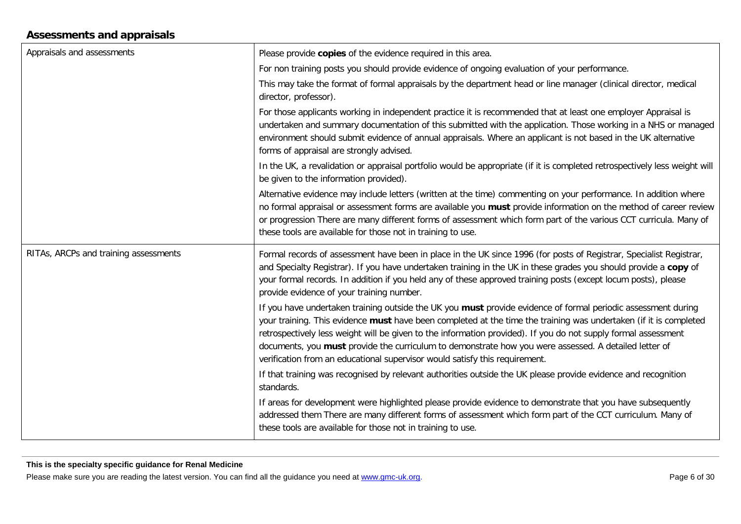## Assessments and appraisals

| | |
|---|---|
| Appraisals and assessments | Please provide **copies** of the evidence required in this area.<br><br>For non training posts you should provide evidence of ongoing evaluation of your performance.<br><br>This may take the format of formal appraisals by the department head or line manager (clinical director, medical director, professor).<br><br>For those applicants working in independent practice it is recommended that at least one employer Appraisal is undertaken and summary documentation of this submitted with the application. Those working in a NHS or managed environment should submit evidence of annual appraisals. Where an applicant is not based in the UK alternative forms of appraisal are strongly advised.<br><br>In the UK, a revalidation or appraisal portfolio would be appropriate (if it is completed retrospectively less weight will be given to the information provided).<br><br>Alternative evidence may include letters (written at the time) commenting on your performance. In addition where no formal appraisal or assessment forms are available you **must** provide information on the method of career review or progression There are many different forms of assessment which form part of the various CCT curricula. Many of these tools are available for those not in training to use. |
| RITAs, ARCPs and training assessments | Formal records of assessment have been in place in the UK since 1996 (for posts of Registrar, Specialist Registrar, and Specialty Registrar). If you have undertaken training in the UK in these grades you should provide a **copy** of your formal records. In addition if you held any of these approved training posts (except locum posts), please provide evidence of your training number.<br><br>If you have undertaken training outside the UK you **must** provide evidence of formal periodic assessment during your training. This evidence **must** have been completed at the time the training was undertaken (if it is completed retrospectively less weight will be given to the information provided). If you do not supply formal assessment documents, you **must** provide the curriculum to demonstrate how you were assessed. A detailed letter of verification from an educational supervisor would satisfy this requirement.<br><br>If that training was recognised by relevant authorities outside the UK please provide evidence and recognition standards.<br><br>If areas for development were highlighted please provide evidence to demonstrate that you have subsequently addressed them There are many different forms of assessment which form part of the CCT curriculum. Many of these tools are available for those not in training to use. |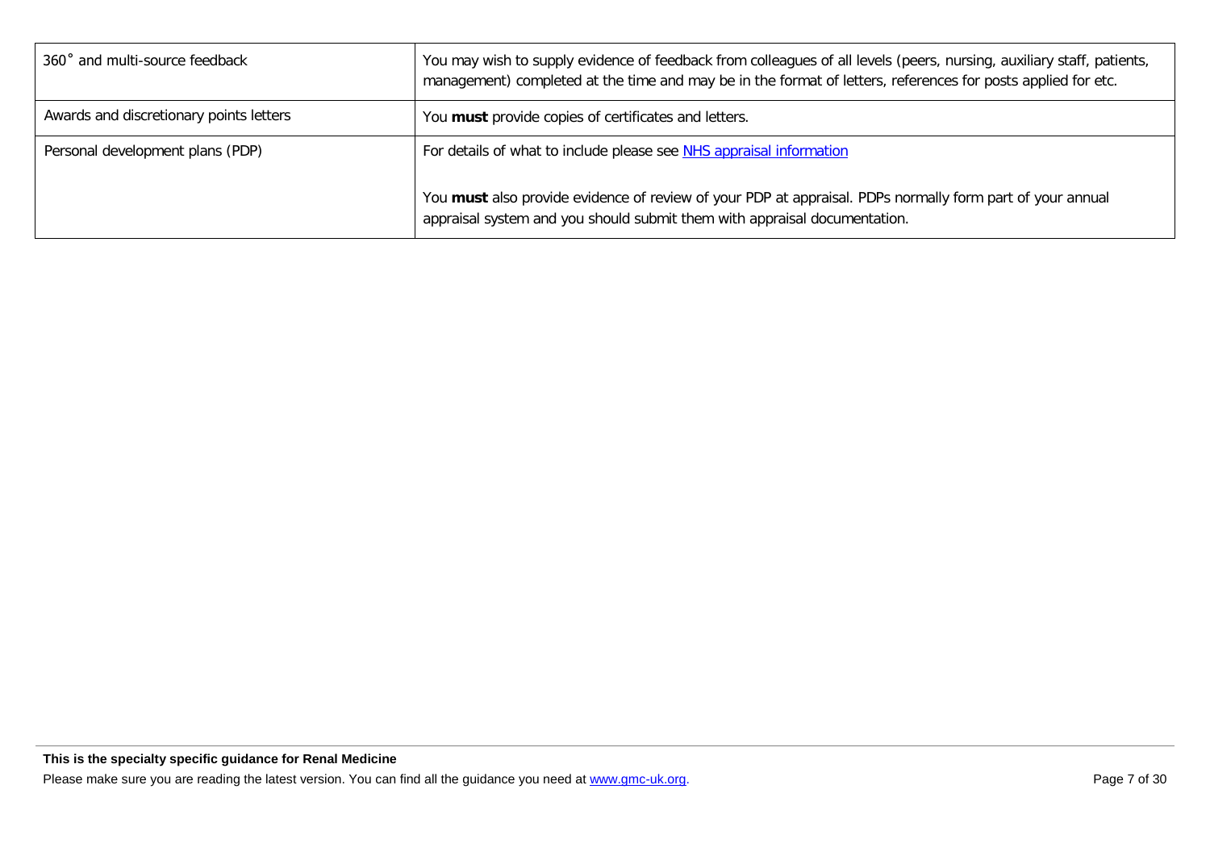| | |
|---|---|
| 360˚ and multi-source feedback | You may wish to supply evidence of feedback from colleagues of all levels (peers, nursing, auxiliary staff, patients, management) completed at the time and may be in the format of letters, references for posts applied for etc. |
| Awards and discretionary points letters | You **must** provide copies of certificates and letters. |
| Personal development plans (PDP) | For details of what to include please see [NHS appraisal information](#)<br><br>You **must** also provide evidence of review of your PDP at appraisal. PDPs normally form part of your annual appraisal system and you should submit them with appraisal documentation. |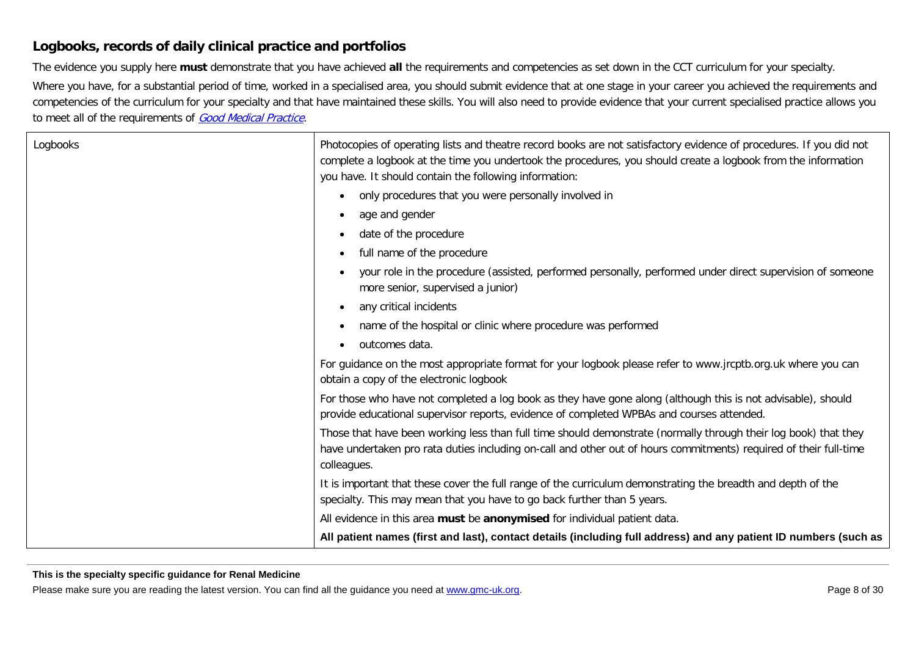## Logbooks, records of daily clinical practice and portfolios

The evidence you supply here **must** demonstrate that you have achieved **all** the requirements and competencies as set down in the CCT curriculum for your specialty.

Where you have, for a substantial period of time, worked in a specialised area, you should submit evidence that at one stage in your career you achieved the requirements and competencies of the curriculum for your specialty and that have maintained these skills. You will also need to provide evidence that your current specialised practice allows you to meet all of the requirements of *Good Medical Practice*.

| | |
|---|---|
| Logbooks | Photocopies of operating lists and theatre record books are not satisfactory evidence of procedures. If you did not complete a logbook at the time you undertook the procedures, you should create a logbook from the information you have. It should contain the following information:<br>• only procedures that you were personally involved in<br>• age and gender<br>• date of the procedure<br>• full name of the procedure<br>• your role in the procedure (assisted, performed personally, performed under direct supervision of someone more senior, supervised a junior)<br>• any critical incidents<br>• name of the hospital or clinic where procedure was performed<br>• outcomes data.<br>For guidance on the most appropriate format for your logbook please refer to www.jrcptb.org.uk where you can obtain a copy of the electronic logbook<br>For those who have not completed a log book as they have gone along (although this is not advisable), should provide educational supervisor reports, evidence of completed WPBAs and courses attended.<br>Those that have been working less than full time should demonstrate (normally through their log book) that they have undertaken pro rata duties including on-call and other out of hours commitments) required of their full-time colleagues.<br>It is important that these cover the full range of the curriculum demonstrating the breadth and depth of the specialty. This may mean that you have to go back further than 5 years.<br>All evidence in this area **must** be **anonymised** for individual patient data.<br>**All patient names (first and last), contact details (including full address) and any patient ID numbers (such as** |

**This is the specialty specific guidance for Renal Medicine**

Please make sure you are reading the latest version. You can find all the guidance you need at www.gmc-uk.org.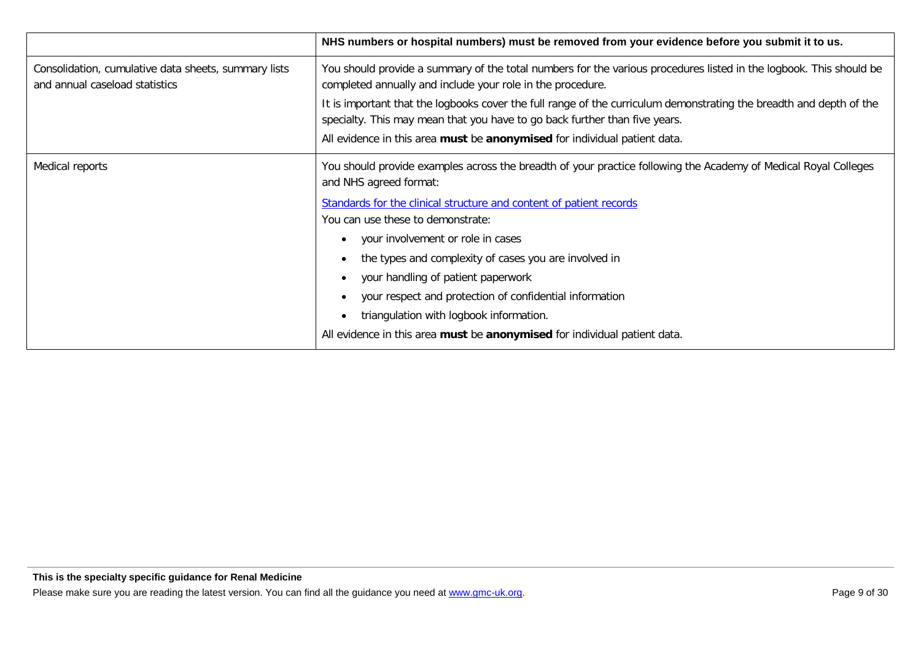| | |
|---|---|
| | **NHS numbers or hospital numbers) must be removed from your evidence before you submit it to us.** |
| Consolidation, cumulative data sheets, summary lists and annual caseload statistics | You should provide a summary of the total numbers for the various procedures listed in the logbook. This should be completed annually and include your role in the procedure.<br><br>It is important that the logbooks cover the full range of the curriculum demonstrating the breadth and depth of the specialty. This may mean that you have to go back further than five years.<br><br>All evidence in this area **must** be **anonymised** for individual patient data. |
| Medical reports | You should provide examples across the breadth of your practice following the Academy of Medical Royal Colleges and NHS agreed format:<br><br>[Standards for the clinical structure and content of patient records]<br><br>You can use these to demonstrate:<br><br>• your involvement or role in cases<br>• the types and complexity of cases you are involved in<br>• your handling of patient paperwork<br>• your respect and protection of confidential information<br>• triangulation with logbook information.<br><br>All evidence in this area **must** be **anonymised** for individual patient data. |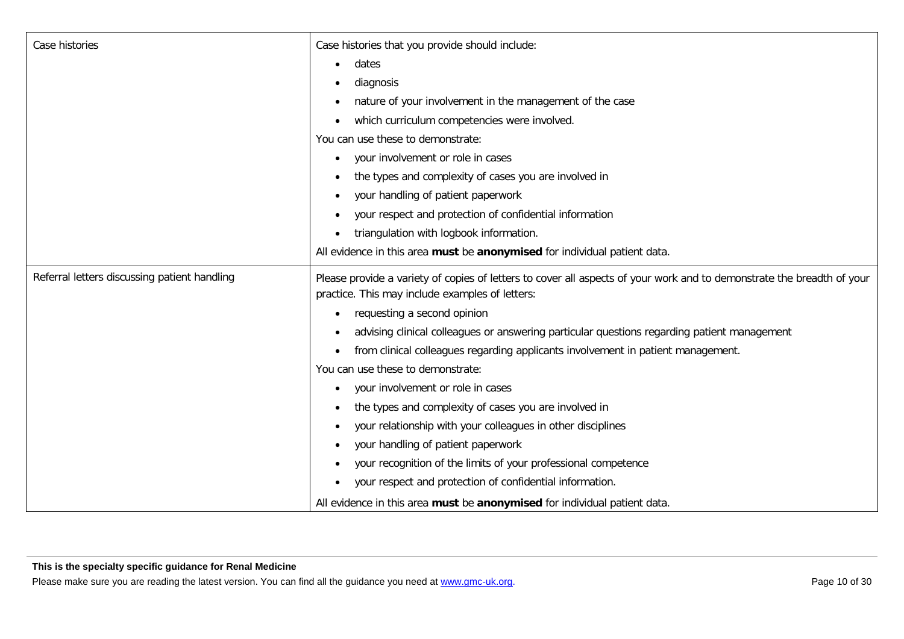| | |
|---|---|
| Case histories | Case histories that you provide should include:<br>• dates<br>• diagnosis<br>• nature of your involvement in the management of the case<br>• which curriculum competencies were involved.<br>You can use these to demonstrate:<br>• your involvement or role in cases<br>• the types and complexity of cases you are involved in<br>• your handling of patient paperwork<br>• your respect and protection of confidential information<br>• triangulation with logbook information.<br>All evidence in this area **must** be **anonymised** for individual patient data. |
| Referral letters discussing patient handling | Please provide a variety of copies of letters to cover all aspects of your work and to demonstrate the breadth of your practice. This may include examples of letters:<br>• requesting a second opinion<br>• advising clinical colleagues or answering particular questions regarding patient management<br>• from clinical colleagues regarding applicants involvement in patient management.<br>You can use these to demonstrate:<br>• your involvement or role in cases<br>• the types and complexity of cases you are involved in<br>• your relationship with your colleagues in other disciplines<br>• your handling of patient paperwork<br>• your recognition of the limits of your professional competence<br>• your respect and protection of confidential information.<br>All evidence in this area **must** be **anonymised** for individual patient data. |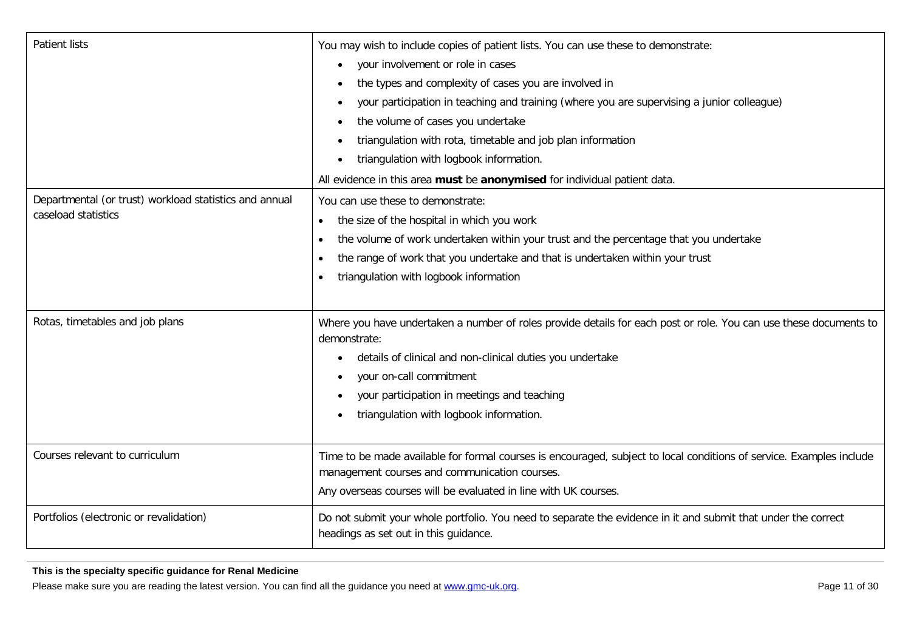| | |
|---|---|
| Patient lists | You may wish to include copies of patient lists. You can use these to demonstrate:<br>• your involvement or role in cases<br>• the types and complexity of cases you are involved in<br>• your participation in teaching and training (where you are supervising a junior colleague)<br>• the volume of cases you undertake<br>• triangulation with rota, timetable and job plan information<br>• triangulation with logbook information.<br>All evidence in this area **must** be **anonymised** for individual patient data. |
| Departmental (or trust) workload statistics and annual caseload statistics | You can use these to demonstrate:<br>• the size of the hospital in which you work<br>• the volume of work undertaken within your trust and the percentage that you undertake<br>• the range of work that you undertake and that is undertaken within your trust<br>• triangulation with logbook information |
| Rotas, timetables and job plans | Where you have undertaken a number of roles provide details for each post or role. You can use these documents to demonstrate:<br>• details of clinical and non-clinical duties you undertake<br>• your on-call commitment<br>• your participation in meetings and teaching<br>• triangulation with logbook information. |
| Courses relevant to curriculum | Time to be made available for formal courses is encouraged, subject to local conditions of service. Examples include management courses and communication courses.<br>Any overseas courses will be evaluated in line with UK courses. |
| Portfolios (electronic or revalidation) | Do not submit your whole portfolio. You need to separate the evidence in it and submit that under the correct headings as set out in this guidance. |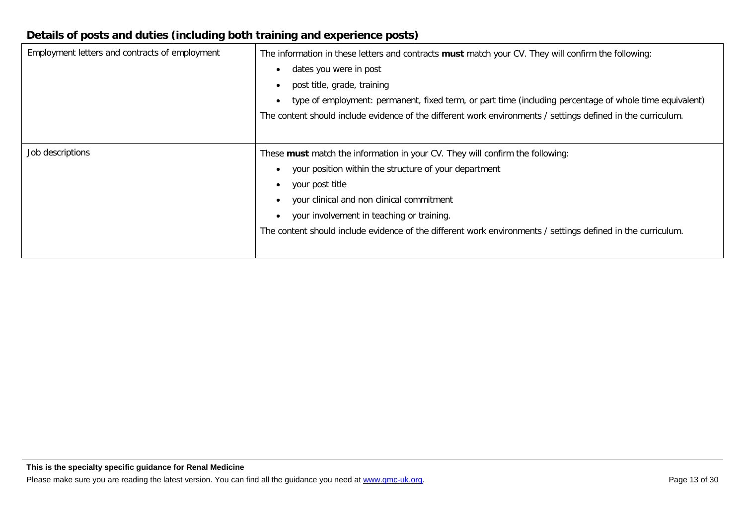## Details of posts and duties (including both training and experience posts)

| | |
|---|---|
| Employment letters and contracts of employment | The information in these letters and contracts **must** match your CV. They will confirm the following:<br>• dates you were in post<br>• post title, grade, training<br>• type of employment: permanent, fixed term, or part time (including percentage of whole time equivalent)<br>The content should include evidence of the different work environments / settings defined in the curriculum. |
| Job descriptions | These **must** match the information in your CV. They will confirm the following:<br>• your position within the structure of your department<br>• your post title<br>• your clinical and non clinical commitment<br>• your involvement in teaching or training.<br>The content should include evidence of the different work environments / settings defined in the curriculum. |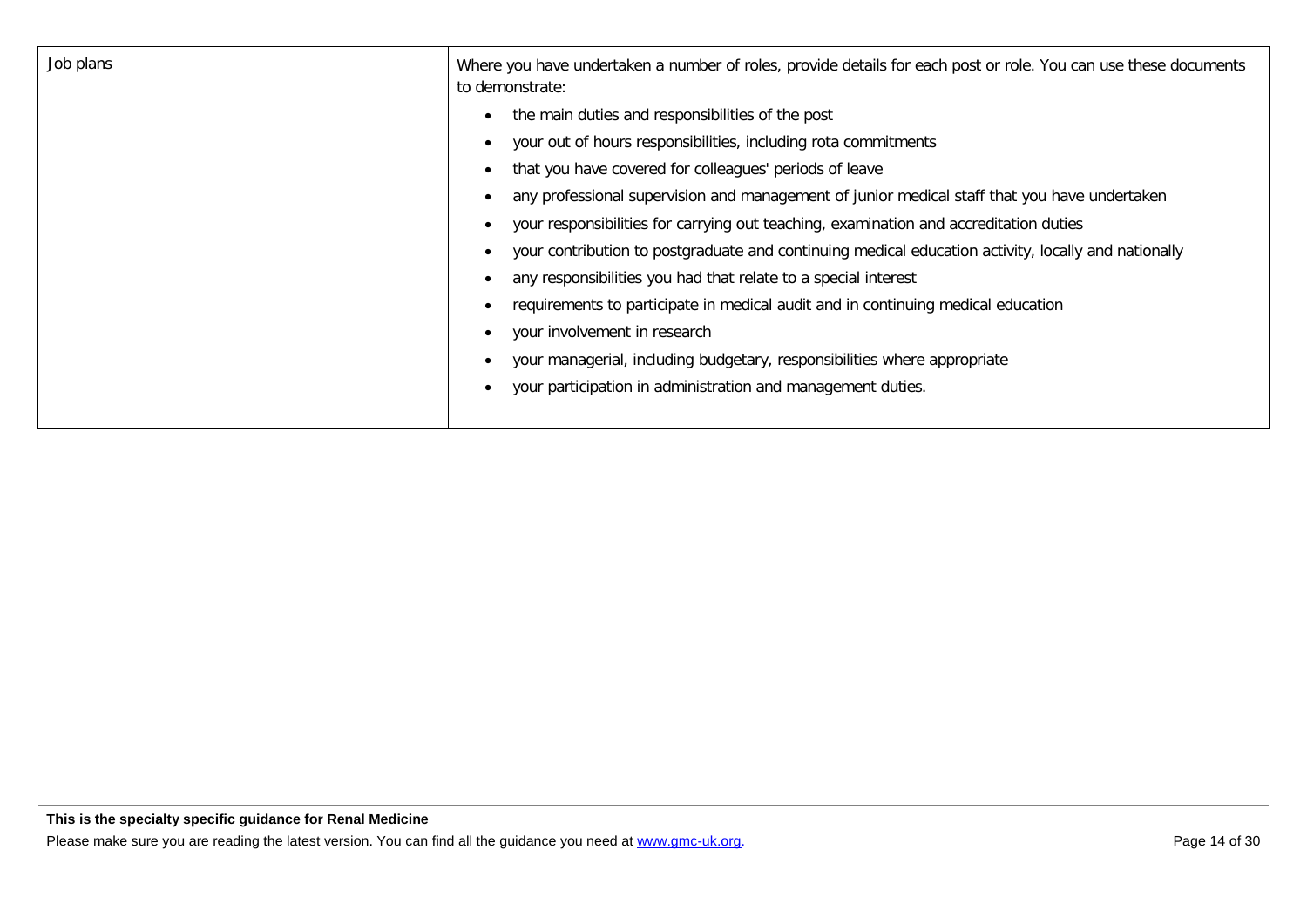| | |
|---|---|
| Job plans | Where you have undertaken a number of roles, provide details for each post or role. You can use these documents to demonstrate:<br>• the main duties and responsibilities of the post<br>• your out of hours responsibilities, including rota commitments<br>• that you have covered for colleagues' periods of leave<br>• any professional supervision and management of junior medical staff that you have undertaken<br>• your responsibilities for carrying out teaching, examination and accreditation duties<br>• your contribution to postgraduate and continuing medical education activity, locally and nationally<br>• any responsibilities you had that relate to a special interest<br>• requirements to participate in medical audit and in continuing medical education<br>• your involvement in research<br>• your managerial, including budgetary, responsibilities where appropriate<br>• your participation in administration and management duties. |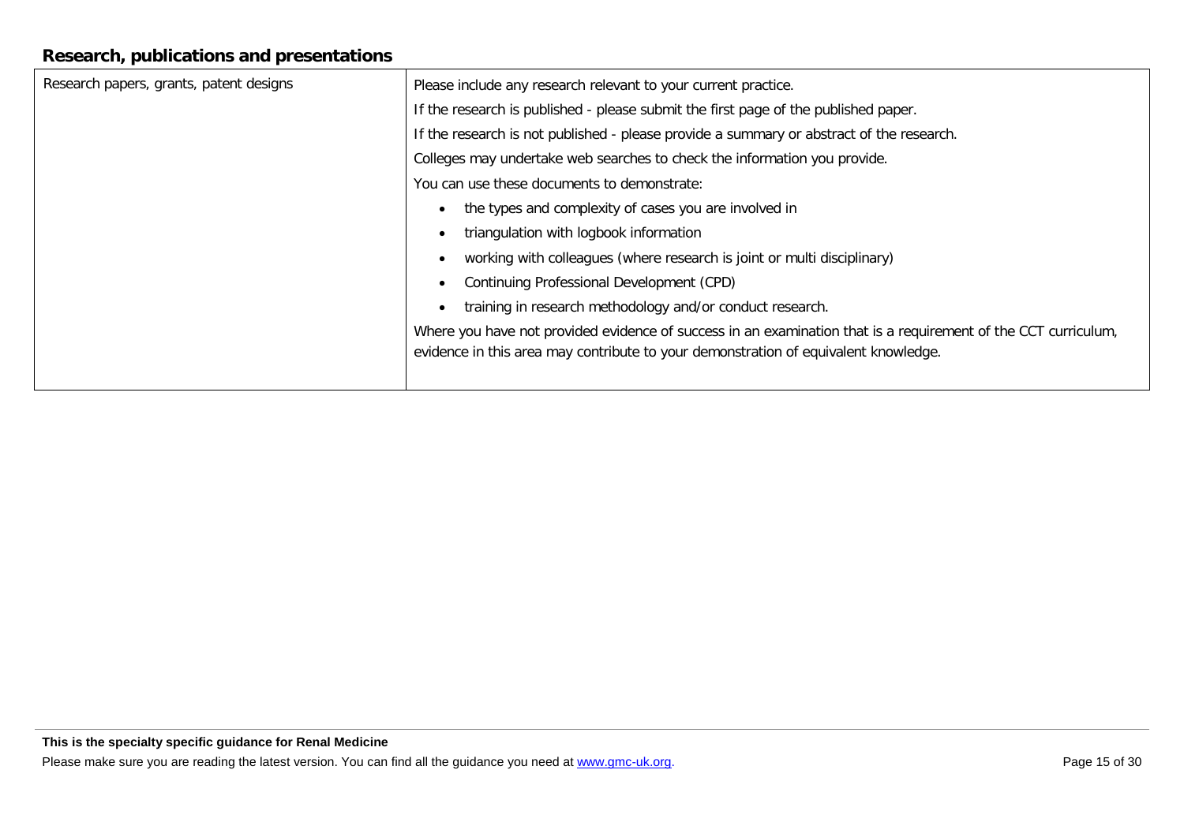## Research, publications and presentations

| | |
|---|---|
| Research papers, grants, patent designs | Please include any research relevant to your current practice.<br><br>If the research is published - please submit the first page of the published paper.<br><br>If the research is not published - please provide a summary or abstract of the research.<br><br>Colleges may undertake web searches to check the information you provide.<br><br>You can use these documents to demonstrate:<br><br>• the types and complexity of cases you are involved in<br>• triangulation with logbook information<br>• working with colleagues (where research is joint or multi disciplinary)<br>• Continuing Professional Development (CPD)<br>• training in research methodology and/or conduct research.<br><br>Where you have not provided evidence of success in an examination that is a requirement of the CCT curriculum, evidence in this area may contribute to your demonstration of equivalent knowledge. |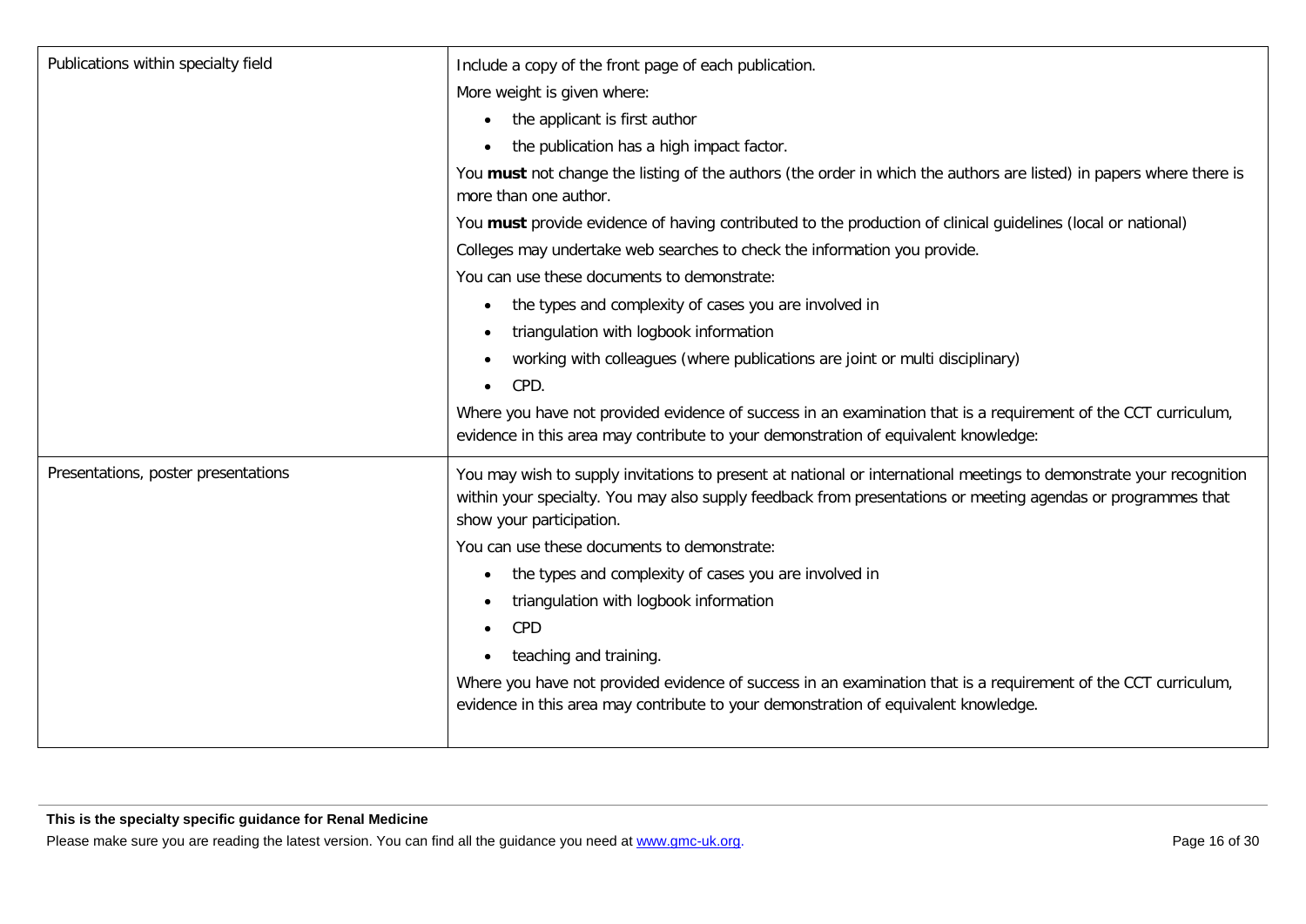| | |
|---|---|
| Publications within specialty field | Include a copy of the front page of each publication.<br>More weight is given where:<br>• the applicant is first author<br>• the publication has a high impact factor.<br>You **must** not change the listing of the authors (the order in which the authors are listed) in papers where there is more than one author.<br>You **must** provide evidence of having contributed to the production of clinical guidelines (local or national)<br>Colleges may undertake web searches to check the information you provide.<br>You can use these documents to demonstrate:<br>• the types and complexity of cases you are involved in<br>• triangulation with logbook information<br>• working with colleagues (where publications are joint or multi disciplinary)<br>• CPD.<br>Where you have not provided evidence of success in an examination that is a requirement of the CCT curriculum, evidence in this area may contribute to your demonstration of equivalent knowledge: |
| Presentations, poster presentations | You may wish to supply invitations to present at national or international meetings to demonstrate your recognition within your specialty. You may also supply feedback from presentations or meeting agendas or programmes that show your participation.<br>You can use these documents to demonstrate:<br>• the types and complexity of cases you are involved in<br>• triangulation with logbook information<br>• CPD<br>• teaching and training.<br>Where you have not provided evidence of success in an examination that is a requirement of the CCT curriculum, evidence in this area may contribute to your demonstration of equivalent knowledge. |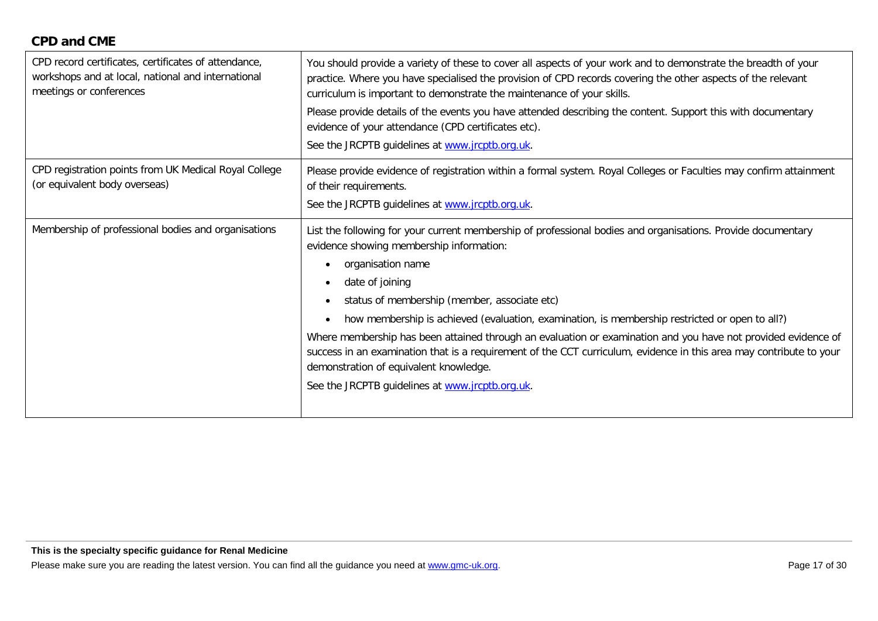## CPD and CME

| | |
|---|---|
| CPD record certificates, certificates of attendance, workshops and at local, national and international meetings or conferences | You should provide a variety of these to cover all aspects of your work and to demonstrate the breadth of your practice. Where you have specialised the provision of CPD records covering the other aspects of the relevant curriculum is important to demonstrate the maintenance of your skills.<br><br>Please provide details of the events you have attended describing the content. Support this with documentary evidence of your attendance (CPD certificates etc).<br><br>See the JRCPTB guidelines at [www.jrcptb.org.uk](www.jrcptb.org.uk). |
| CPD registration points from UK Medical Royal College (or equivalent body overseas) | Please provide evidence of registration within a formal system. Royal Colleges or Faculties may confirm attainment of their requirements.<br><br>See the JRCPTB guidelines at [www.jrcptb.org.uk](www.jrcptb.org.uk). |
| Membership of professional bodies and organisations | List the following for your current membership of professional bodies and organisations. Provide documentary evidence showing membership information:<br><br>• organisation name<br>• date of joining<br>• status of membership (member, associate etc)<br>• how membership is achieved (evaluation, examination, is membership restricted or open to all?)<br><br>Where membership has been attained through an evaluation or examination and you have not provided evidence of success in an examination that is a requirement of the CCT curriculum, evidence in this area may contribute to your demonstration of equivalent knowledge.<br><br>See the JRCPTB guidelines at [www.jrcptb.org.uk](www.jrcptb.org.uk). |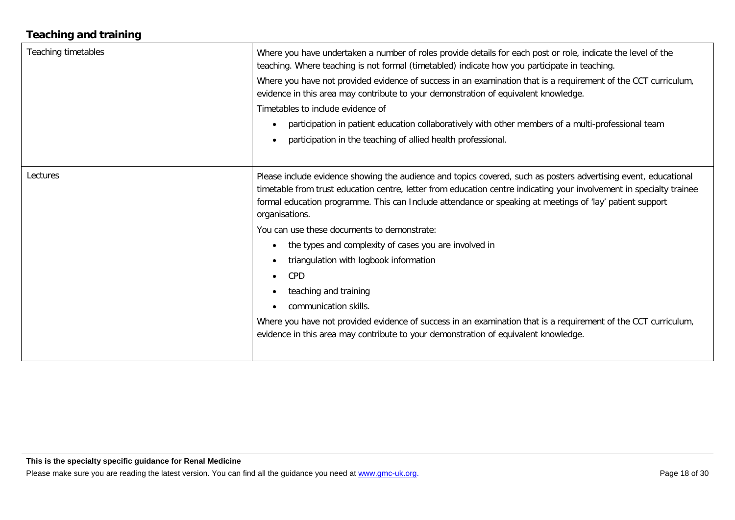## Teaching and training

| | |
|---|---|
| Teaching timetables | Where you have undertaken a number of roles provide details for each post or role, indicate the level of the teaching. Where teaching is not formal (timetabled) indicate how you participate in teaching.<br><br>Where you have not provided evidence of success in an examination that is a requirement of the CCT curriculum, evidence in this area may contribute to your demonstration of equivalent knowledge.<br><br>Timetables to include evidence of<br><br>• participation in patient education collaboratively with other members of a multi-professional team<br>• participation in the teaching of allied health professional. |
| Lectures | Please include evidence showing the audience and topics covered, such as posters advertising event, educational timetable from trust education centre, letter from education centre indicating your involvement in specialty trainee formal education programme. This can Include attendance or speaking at meetings of 'lay' patient support organisations.<br><br>You can use these documents to demonstrate:<br><br>• the types and complexity of cases you are involved in<br>• triangulation with logbook information<br>• CPD<br>• teaching and training<br>• communication skills.<br><br>Where you have not provided evidence of success in an examination that is a requirement of the CCT curriculum, evidence in this area may contribute to your demonstration of equivalent knowledge. |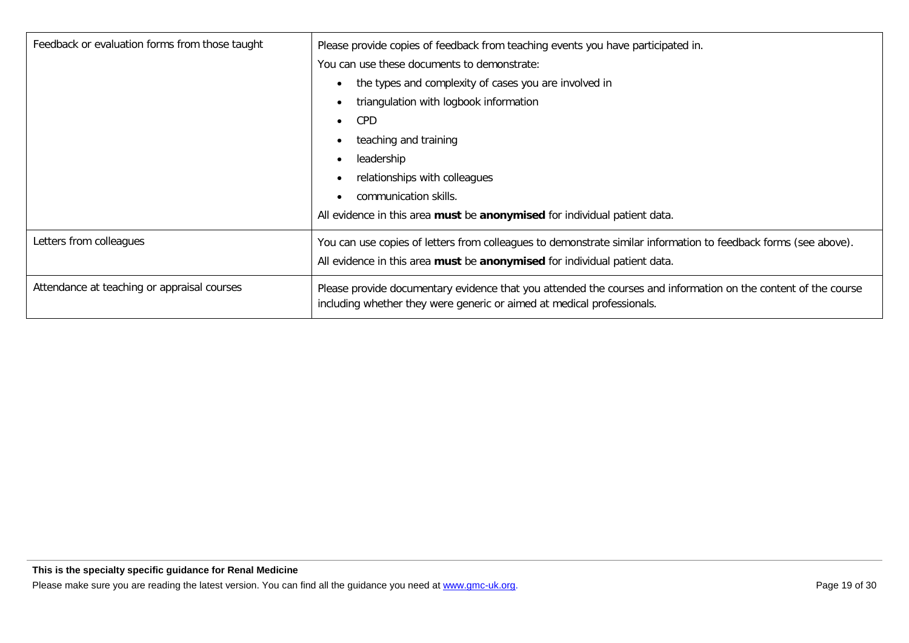| | |
|---|---|
| Feedback or evaluation forms from those taught | Please provide copies of feedback from teaching events you have participated in.<br>You can use these documents to demonstrate:<br>• the types and complexity of cases you are involved in<br>• triangulation with logbook information<br>• CPD<br>• teaching and training<br>• leadership<br>• relationships with colleagues<br>• communication skills.<br>All evidence in this area **must** be **anonymised** for individual patient data. |
| Letters from colleagues | You can use copies of letters from colleagues to demonstrate similar information to feedback forms (see above).<br>All evidence in this area **must** be **anonymised** for individual patient data. |
| Attendance at teaching or appraisal courses | Please provide documentary evidence that you attended the courses and information on the content of the course including whether they were generic or aimed at medical professionals. |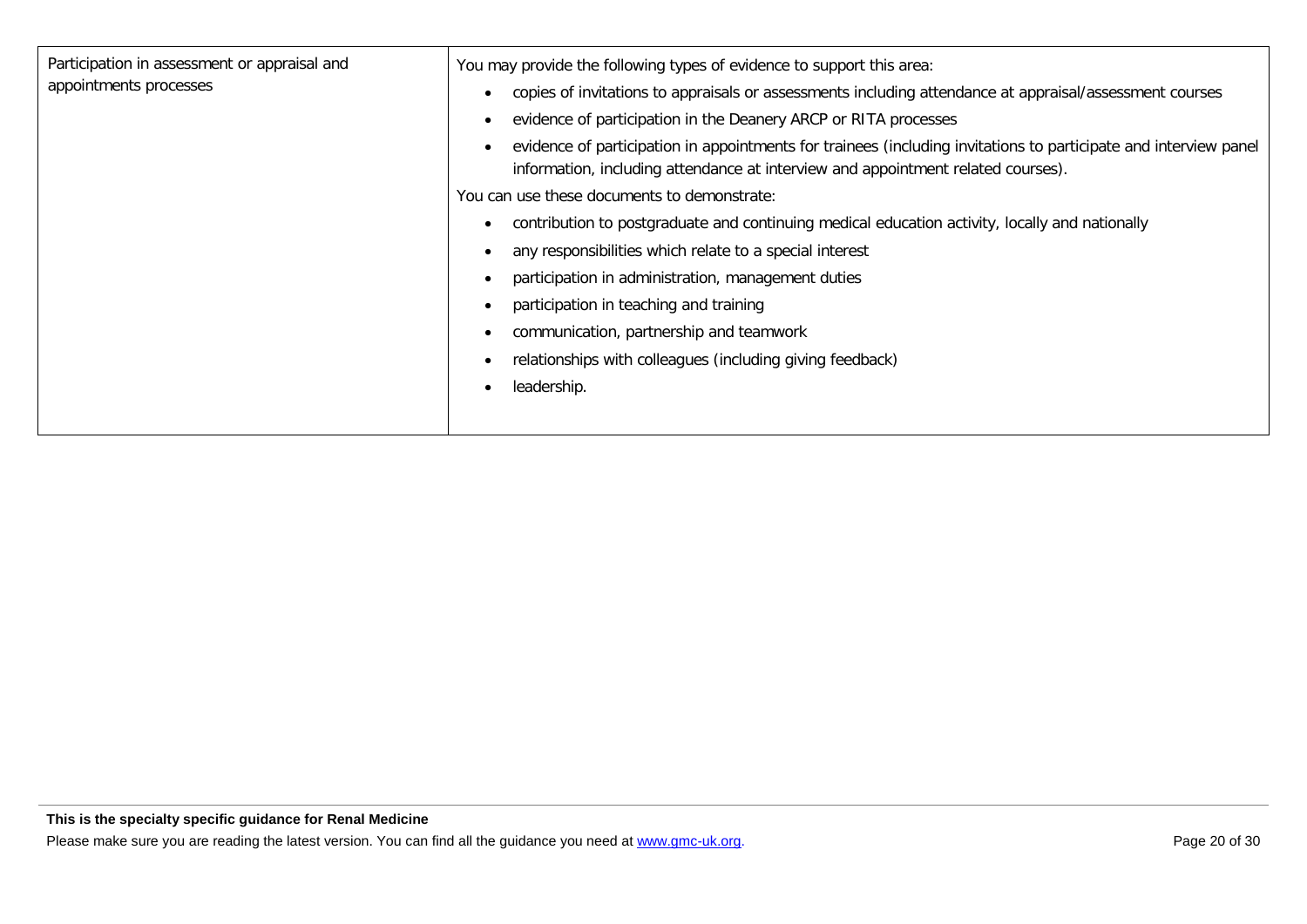| | |
|---|---|
| Participation in assessment or appraisal and appointments processes | You may provide the following types of evidence to support this area:<br>• copies of invitations to appraisals or assessments including attendance at appraisal/assessment courses<br>• evidence of participation in the Deanery ARCP or RITA processes<br>• evidence of participation in appointments for trainees (including invitations to participate and interview panel information, including attendance at interview and appointment related courses).<br>You can use these documents to demonstrate:<br>• contribution to postgraduate and continuing medical education activity, locally and nationally<br>• any responsibilities which relate to a special interest<br>• participation in administration, management duties<br>• participation in teaching and training<br>• communication, partnership and teamwork<br>• relationships with colleagues (including giving feedback)<br>• leadership. |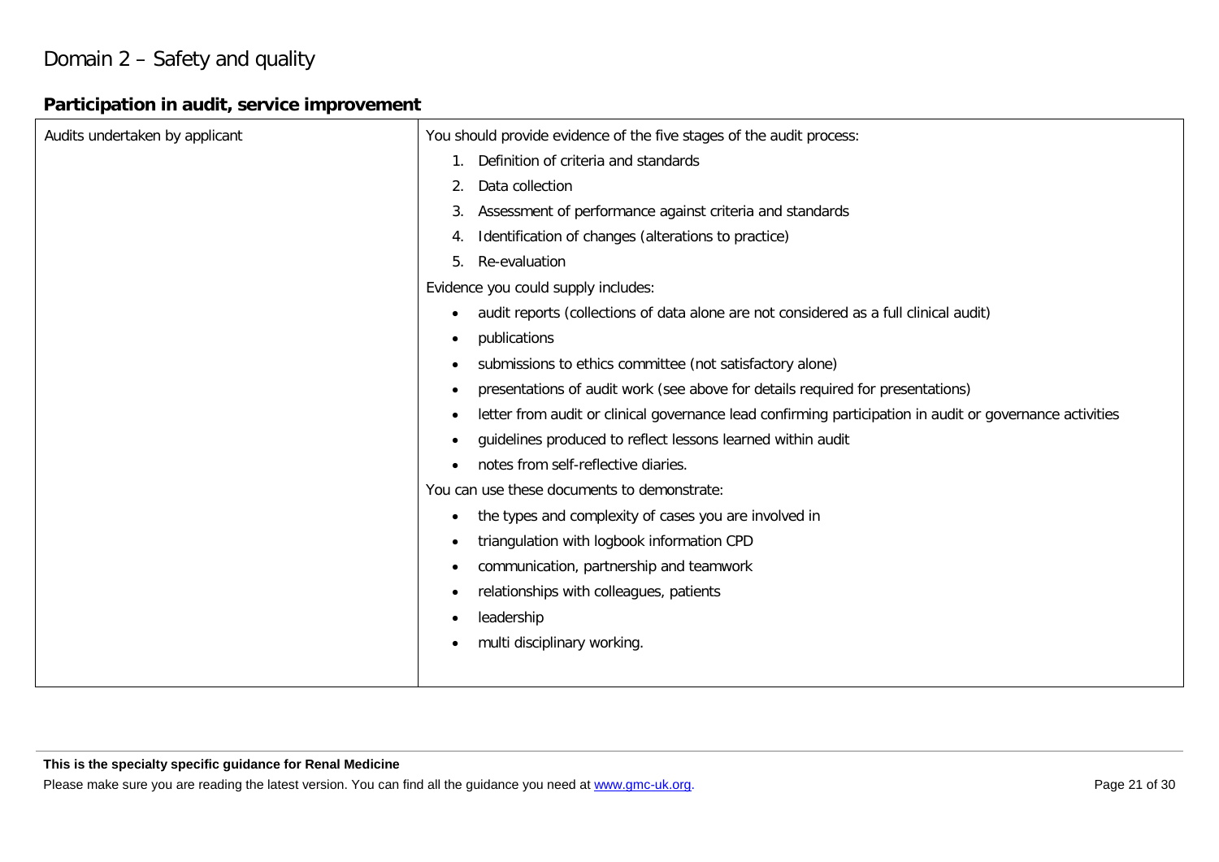# Domain 2 – Safety and quality

## Participation in audit, service improvement

| | |
|---|---|
| Audits undertaken by applicant | You should provide evidence of the five stages of the audit process:<br>1. Definition of criteria and standards<br>2. Data collection<br>3. Assessment of performance against criteria and standards<br>4. Identification of changes (alterations to practice)<br>5. Re-evaluation<br><br>Evidence you could supply includes:<br>• audit reports (collections of data alone are not considered as a full clinical audit)<br>• publications<br>• submissions to ethics committee (not satisfactory alone)<br>• presentations of audit work (see above for details required for presentations)<br>• letter from audit or clinical governance lead confirming participation in audit or governance activities<br>• guidelines produced to reflect lessons learned within audit<br>• notes from self-reflective diaries.<br><br>You can use these documents to demonstrate:<br>• the types and complexity of cases you are involved in<br>• triangulation with logbook information CPD<br>• communication, partnership and teamwork<br>• relationships with colleagues, patients<br>• leadership<br>• multi disciplinary working. |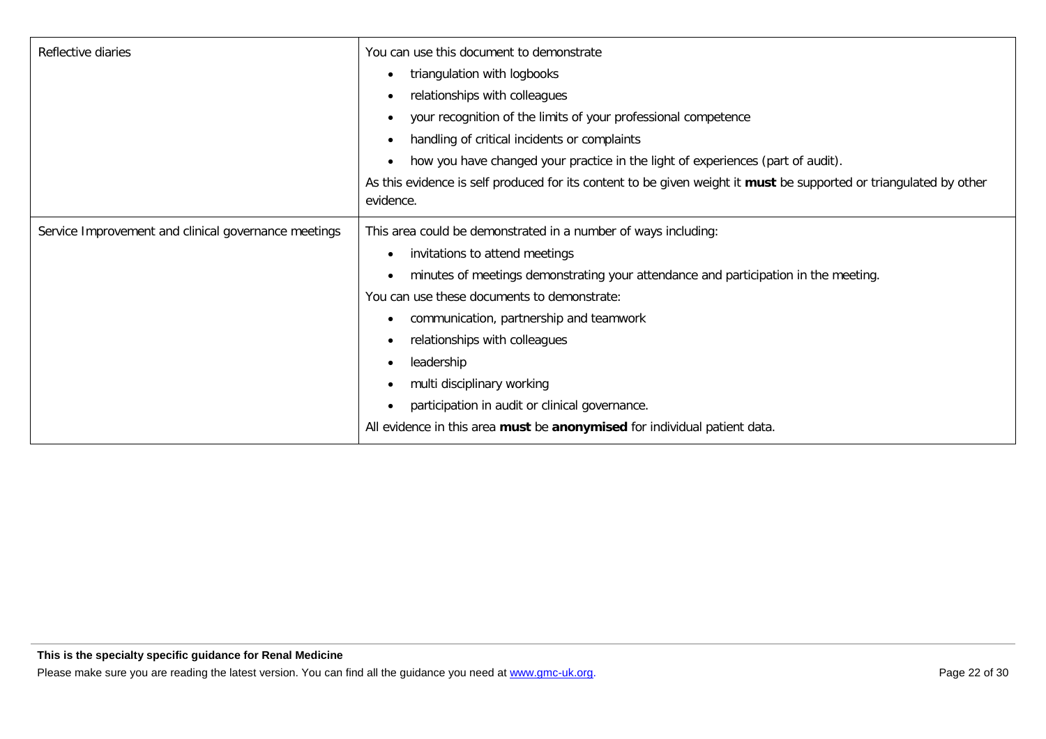| | |
|---|---|
| Reflective diaries | You can use this document to demonstrate<br>• triangulation with logbooks<br>• relationships with colleagues<br>• your recognition of the limits of your professional competence<br>• handling of critical incidents or complaints<br>• how you have changed your practice in the light of experiences (part of audit).<br>As this evidence is self produced for its content to be given weight it **must** be supported or triangulated by other evidence. |
| Service Improvement and clinical governance meetings | This area could be demonstrated in a number of ways including:<br>• invitations to attend meetings<br>• minutes of meetings demonstrating your attendance and participation in the meeting.<br>You can use these documents to demonstrate:<br>• communication, partnership and teamwork<br>• relationships with colleagues<br>• leadership<br>• multi disciplinary working<br>• participation in audit or clinical governance.<br>All evidence in this area **must** be **anonymised** for individual patient data. |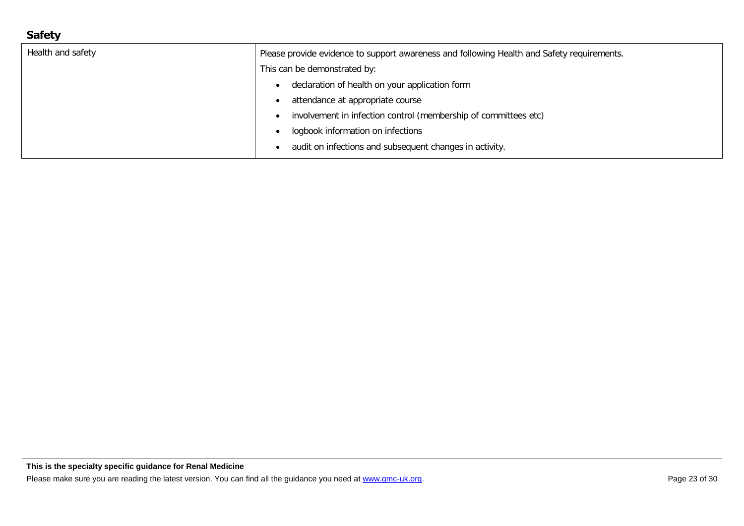## Safety

| | |
|---|---|
| Health and safety | Please provide evidence to support awareness and following Health and Safety requirements.<br>This can be demonstrated by:<br>• declaration of health on your application form<br>• attendance at appropriate course<br>• involvement in infection control (membership of committees etc)<br>• logbook information on infections<br>• audit on infections and subsequent changes in activity. |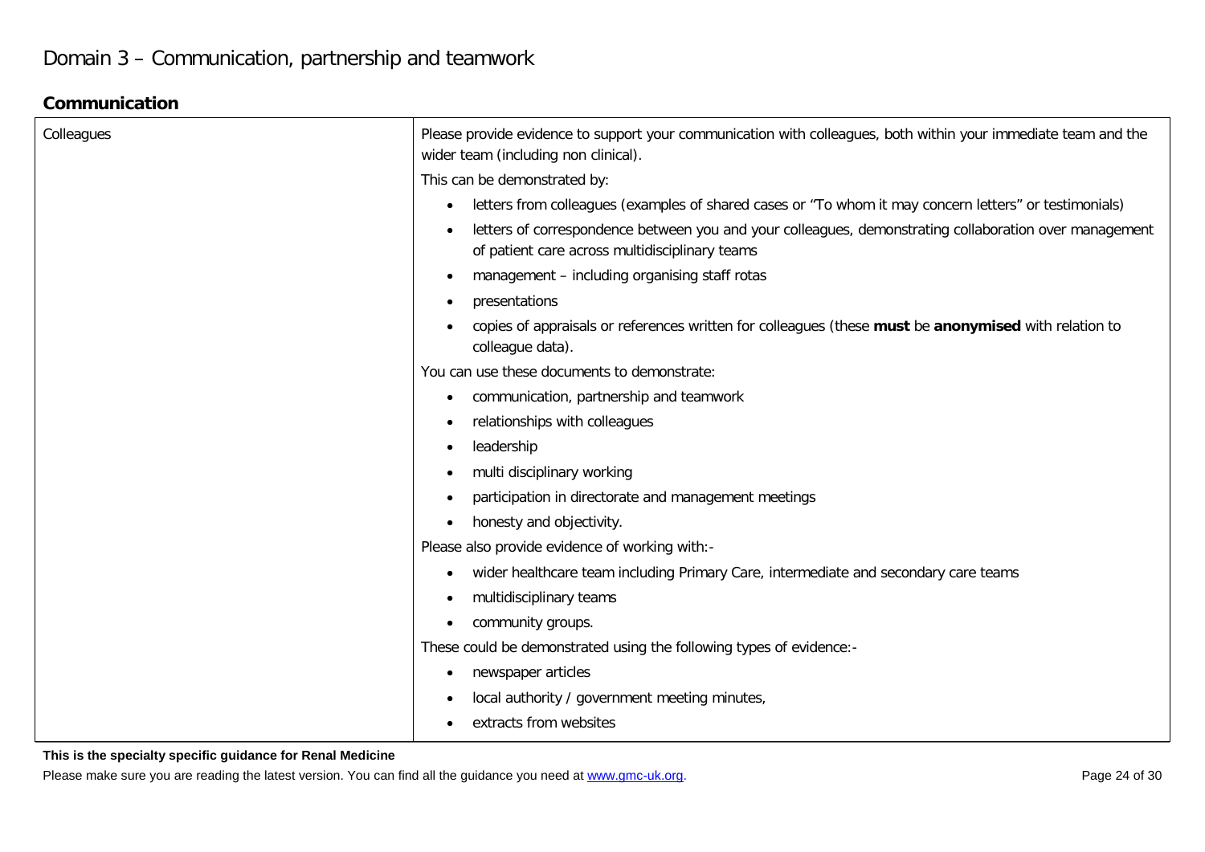# Domain 3 – Communication, partnership and teamwork

## Communication

| | |
|---|---|
| Colleagues | Please provide evidence to support your communication with colleagues, both within your immediate team and the wider team (including non clinical).<br>This can be demonstrated by:<br>• letters from colleagues (examples of shared cases or "To whom it may concern letters" or testimonials)<br>• letters of correspondence between you and your colleagues, demonstrating collaboration over management of patient care across multidisciplinary teams<br>• management – including organising staff rotas<br>• presentations<br>• copies of appraisals or references written for colleagues (these **must** be **anonymised** with relation to colleague data).<br>You can use these documents to demonstrate:<br>• communication, partnership and teamwork<br>• relationships with colleagues<br>• leadership<br>• multi disciplinary working<br>• participation in directorate and management meetings<br>• honesty and objectivity.<br>Please also provide evidence of working with:-<br>• wider healthcare team including Primary Care, intermediate and secondary care teams<br>• multidisciplinary teams<br>• community groups.<br>These could be demonstrated using the following types of evidence:-<br>• newspaper articles<br>• local authority / government meeting minutes,<br>• extracts from websites |

**This is the specialty specific guidance for Renal Medicine**

Please make sure you are reading the latest version. You can find all the guidance you need at www.gmc-uk.org.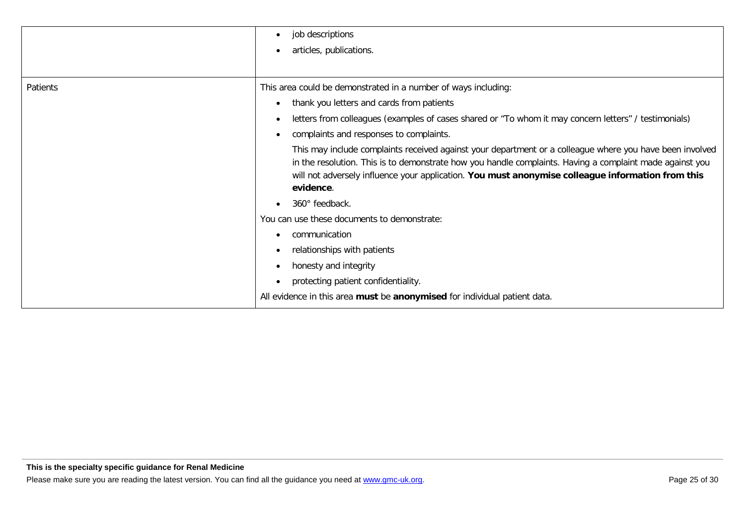| | |
|---|---|
| | • job descriptions<br>• articles, publications. |
| Patients | This area could be demonstrated in a number of ways including:<br>• thank you letters and cards from patients<br>• letters from colleagues (examples of cases shared or "To whom it may concern letters" / testimonials)<br>• complaints and responses to complaints.<br>This may include complaints received against your department or a colleague where you have been involved in the resolution. This is to demonstrate how you handle complaints. Having a complaint made against you will not adversely influence your application. **You must anonymise colleague information from this evidence**.<br>• 360° feedback.<br>You can use these documents to demonstrate:<br>• communication<br>• relationships with patients<br>• honesty and integrity<br>• protecting patient confidentiality.<br>All evidence in this area **must** be **anonymised** for individual patient data. |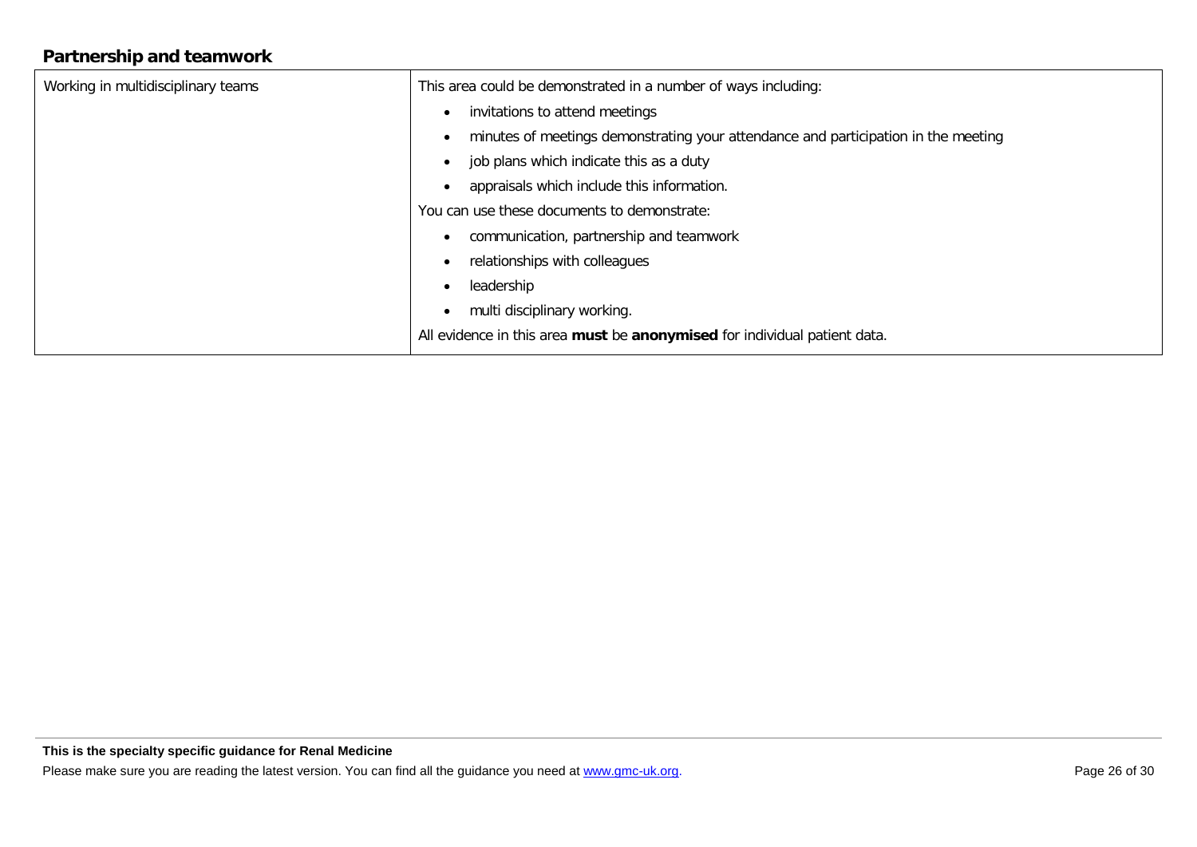## Partnership and teamwork

| | |
|---|---|
| Working in multidisciplinary teams | This area could be demonstrated in a number of ways including:<br>• invitations to attend meetings<br>• minutes of meetings demonstrating your attendance and participation in the meeting<br>• job plans which indicate this as a duty<br>• appraisals which include this information.<br>You can use these documents to demonstrate:<br>• communication, partnership and teamwork<br>• relationships with colleagues<br>• leadership<br>• multi disciplinary working.<br>All evidence in this area **must** be **anonymised** for individual patient data. |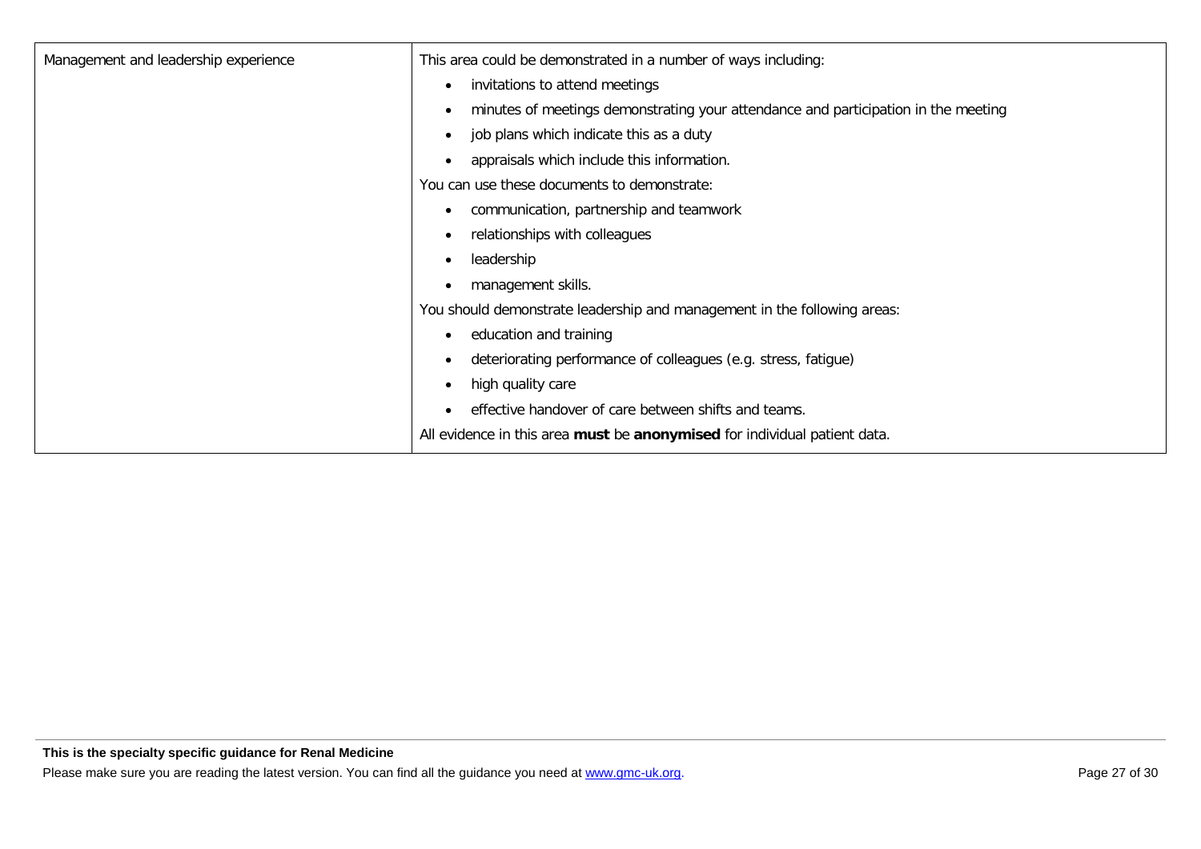| | |
|---|---|
| Management and leadership experience | This area could be demonstrated in a number of ways including:<br>• invitations to attend meetings<br>• minutes of meetings demonstrating your attendance and participation in the meeting<br>• job plans which indicate this as a duty<br>• appraisals which include this information.<br>You can use these documents to demonstrate:<br>• communication, partnership and teamwork<br>• relationships with colleagues<br>• leadership<br>• management skills.<br>You should demonstrate leadership and management in the following areas:<br>• education and training<br>• deteriorating performance of colleagues (e.g. stress, fatigue)<br>• high quality care<br>• effective handover of care between shifts and teams.<br>All evidence in this area **must** be **anonymised** for individual patient data. |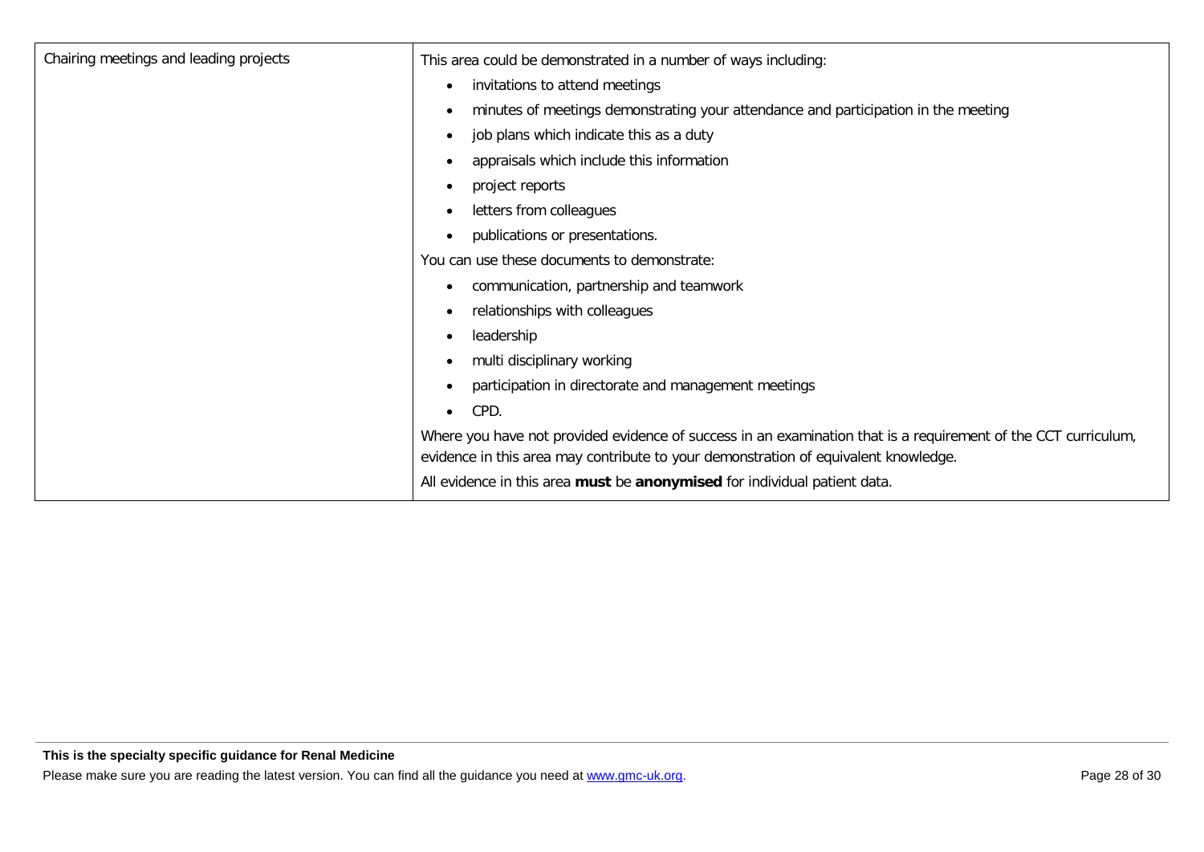| | |
|---|---|
| Chairing meetings and leading projects | This area could be demonstrated in a number of ways including:<br>• invitations to attend meetings<br>• minutes of meetings demonstrating your attendance and participation in the meeting<br>• job plans which indicate this as a duty<br>• appraisals which include this information<br>• project reports<br>• letters from colleagues<br>• publications or presentations.<br>You can use these documents to demonstrate:<br>• communication, partnership and teamwork<br>• relationships with colleagues<br>• leadership<br>• multi disciplinary working<br>• participation in directorate and management meetings<br>• CPD.<br>Where you have not provided evidence of success in an examination that is a requirement of the CCT curriculum, evidence in this area may contribute to your demonstration of equivalent knowledge.<br>All evidence in this area **must** be **anonymised** for individual patient data. |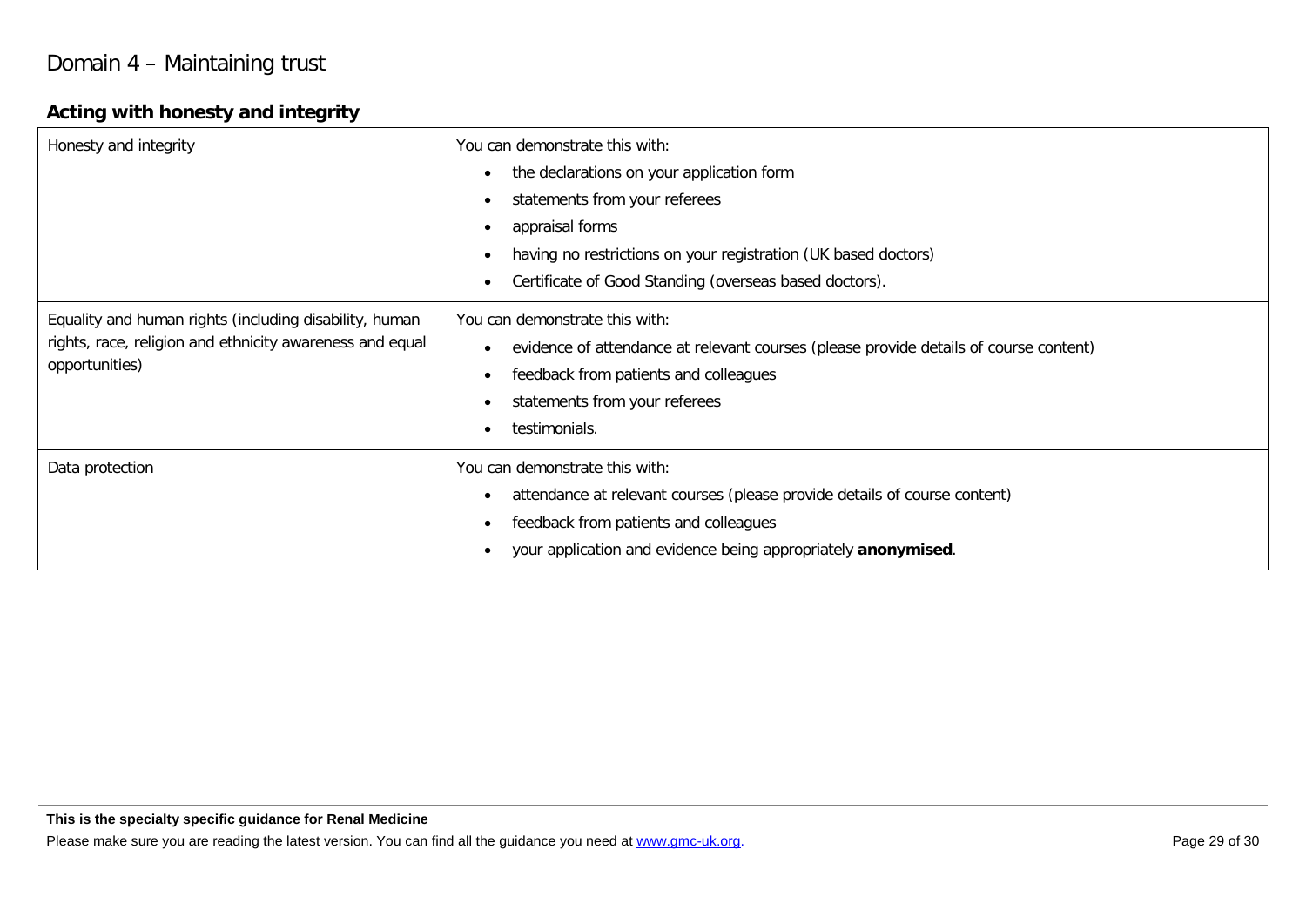# Domain 4 – Maintaining trust

## Acting with honesty and integrity

| | |
|---|---|
| Honesty and integrity | You can demonstrate this with:<br>• the declarations on your application form<br>• statements from your referees<br>• appraisal forms<br>• having no restrictions on your registration (UK based doctors)<br>• Certificate of Good Standing (overseas based doctors). |
| Equality and human rights (including disability, human rights, race, religion and ethnicity awareness and equal opportunities) | You can demonstrate this with:<br>• evidence of attendance at relevant courses (please provide details of course content)<br>• feedback from patients and colleagues<br>• statements from your referees<br>• testimonials. |
| Data protection | You can demonstrate this with:<br>• attendance at relevant courses (please provide details of course content)<br>• feedback from patients and colleagues<br>• your application and evidence being appropriately **anonymised**. |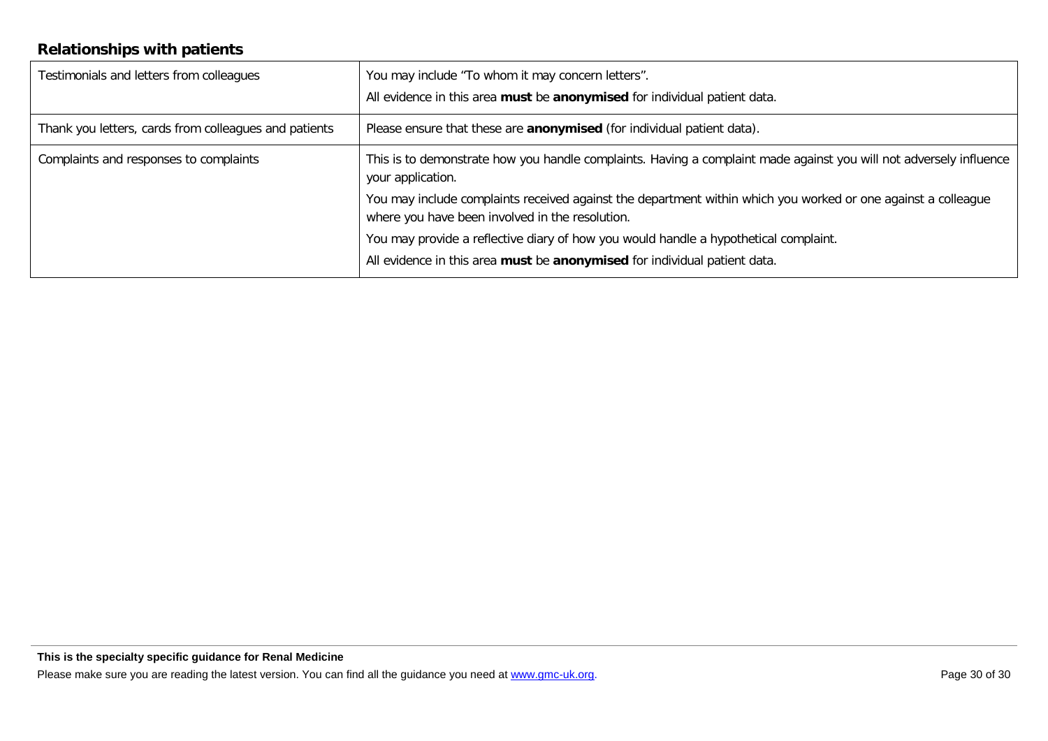## Relationships with patients

| | |
|---|---|
| Testimonials and letters from colleagues | You may include "To whom it may concern letters".<br>All evidence in this area **must** be **anonymised** for individual patient data. |
| Thank you letters, cards from colleagues and patients | Please ensure that these are **anonymised** (for individual patient data). |
| Complaints and responses to complaints | This is to demonstrate how you handle complaints. Having a complaint made against you will not adversely influence your application.<br>You may include complaints received against the department within which you worked or one against a colleague where you have been involved in the resolution.<br>You may provide a reflective diary of how you would handle a hypothetical complaint.<br>All evidence in this area **must** be **anonymised** for individual patient data. |

**This is the specialty specific guidance for Renal Medicine**

Please make sure you are reading the latest version. You can find all the guidance you need at www.gmc-uk.org.